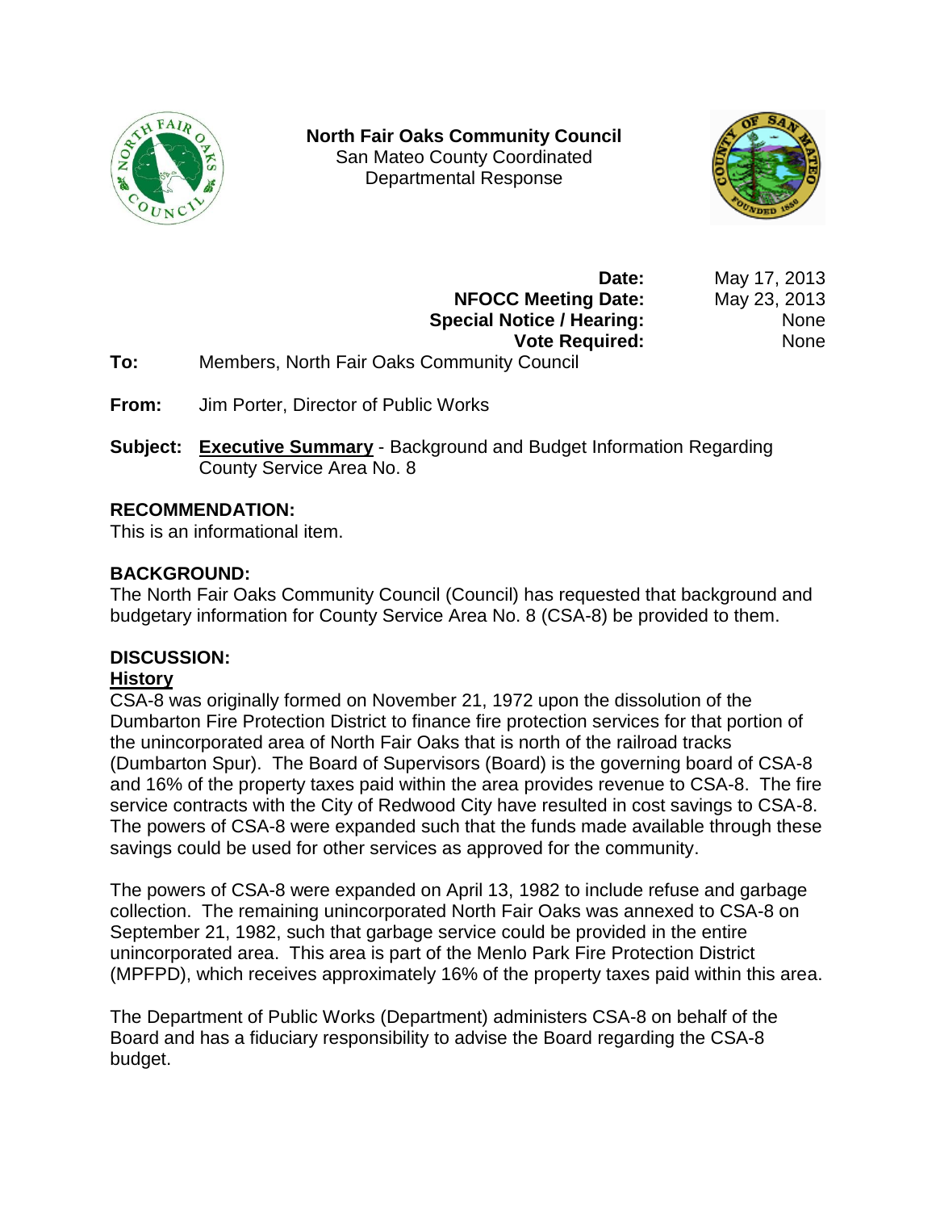**North Fair Oaks Community Council**
San Mateo County Coordinated
Departmental Response

| | |
|---:|---:|
| **Date:** | May 17, 2013 |
| **NFOCC Meeting Date:** | May 23, 2013 |
| **Special Notice / Hearing:** | None |
| **Vote Required:** | None |

**To:** Members, North Fair Oaks Community Council

**From:** Jim Porter, Director of Public Works

**Subject:** **Executive Summary** - Background and Budget Information Regarding County Service Area No. 8

## RECOMMENDATION:

This is an informational item.

## BACKGROUND:

The North Fair Oaks Community Council (Council) has requested that background and budgetary information for County Service Area No. 8 (CSA-8) be provided to them.

## DISCUSSION:

### History

CSA-8 was originally formed on November 21, 1972 upon the dissolution of the Dumbarton Fire Protection District to finance fire protection services for that portion of the unincorporated area of North Fair Oaks that is north of the railroad tracks (Dumbarton Spur). The Board of Supervisors (Board) is the governing board of CSA-8 and 16% of the property taxes paid within the area provides revenue to CSA-8. The fire service contracts with the City of Redwood City have resulted in cost savings to CSA-8. The powers of CSA-8 were expanded such that the funds made available through these savings could be used for other services as approved for the community.

The powers of CSA-8 were expanded on April 13, 1982 to include refuse and garbage collection. The remaining unincorporated North Fair Oaks was annexed to CSA-8 on September 21, 1982, such that garbage service could be provided in the entire unincorporated area. This area is part of the Menlo Park Fire Protection District (MPFPD), which receives approximately 16% of the property taxes paid within this area.

The Department of Public Works (Department) administers CSA-8 on behalf of the Board and has a fiduciary responsibility to advise the Board regarding the CSA-8 budget.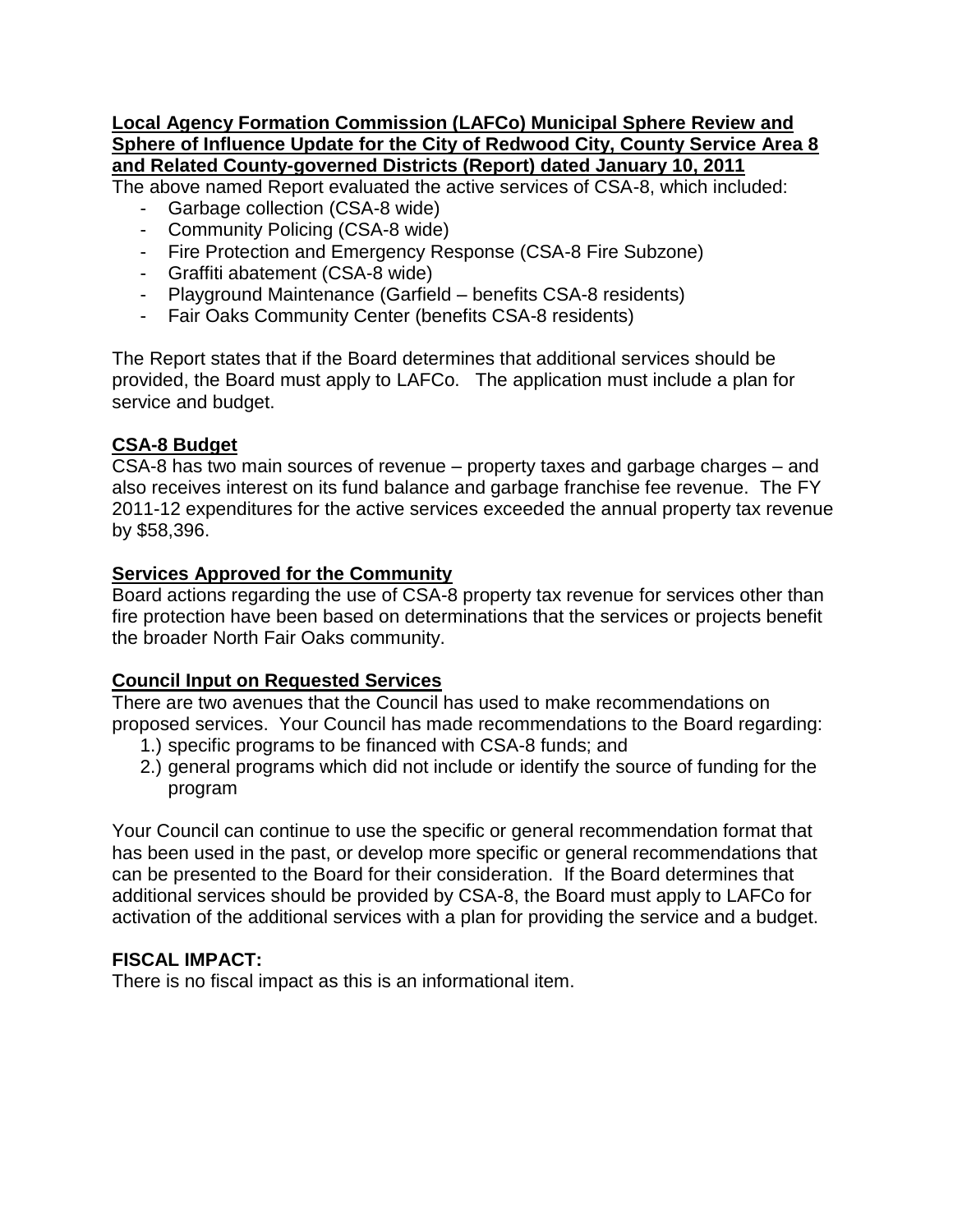**Local Agency Formation Commission (LAFCo) Municipal Sphere Review and Sphere of Influence Update for the City of Redwood City, County Service Area 8 and Related County-governed Districts (Report) dated January 10, 2011**

The above named Report evaluated the active services of CSA-8, which included:

- Garbage collection (CSA-8 wide)
- Community Policing (CSA-8 wide)
- Fire Protection and Emergency Response (CSA-8 Fire Subzone)
- Graffiti abatement (CSA-8 wide)
- Playground Maintenance (Garfield – benefits CSA-8 residents)
- Fair Oaks Community Center (benefits CSA-8 residents)

The Report states that if the Board determines that additional services should be provided, the Board must apply to LAFCo. The application must include a plan for service and budget.

**CSA-8 Budget**

CSA-8 has two main sources of revenue – property taxes and garbage charges – and also receives interest on its fund balance and garbage franchise fee revenue. The FY 2011-12 expenditures for the active services exceeded the annual property tax revenue by $58,396.

**Services Approved for the Community**

Board actions regarding the use of CSA-8 property tax revenue for services other than fire protection have been based on determinations that the services or projects benefit the broader North Fair Oaks community.

**Council Input on Requested Services**

There are two avenues that the Council has used to make recommendations on proposed services. Your Council has made recommendations to the Board regarding:

1.) specific programs to be financed with CSA-8 funds; and
2.) general programs which did not include or identify the source of funding for the program

Your Council can continue to use the specific or general recommendation format that has been used in the past, or develop more specific or general recommendations that can be presented to the Board for their consideration. If the Board determines that additional services should be provided by CSA-8, the Board must apply to LAFCo for activation of the additional services with a plan for providing the service and a budget.

**FISCAL IMPACT:**

There is no fiscal impact as this is an informational item.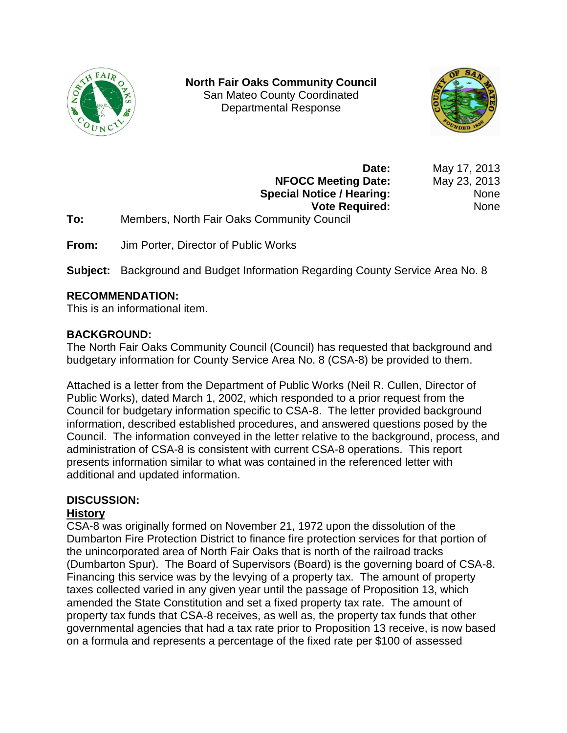**North Fair Oaks Community Council**
San Mateo County Coordinated
Departmental Response

| | |
|---|---|
| **Date:** | May 17, 2013 |
| **NFOCC Meeting Date:** | May 23, 2013 |
| **Special Notice / Hearing:** | None |
| **Vote Required:** | None |

**To:** Members, North Fair Oaks Community Council

**From:** Jim Porter, Director of Public Works

**Subject:** Background and Budget Information Regarding County Service Area No. 8

## RECOMMENDATION:

This is an informational item.

## BACKGROUND:

The North Fair Oaks Community Council (Council) has requested that background and budgetary information for County Service Area No. 8 (CSA-8) be provided to them.

Attached is a letter from the Department of Public Works (Neil R. Cullen, Director of Public Works), dated March 1, 2002, which responded to a prior request from the Council for budgetary information specific to CSA-8. The letter provided background information, described established procedures, and answered questions posed by the Council. The information conveyed in the letter relative to the background, process, and administration of CSA-8 is consistent with current CSA-8 operations. This report presents information similar to what was contained in the referenced letter with additional and updated information.

## DISCUSSION:

### History

CSA-8 was originally formed on November 21, 1972 upon the dissolution of the Dumbarton Fire Protection District to finance fire protection services for that portion of the unincorporated area of North Fair Oaks that is north of the railroad tracks (Dumbarton Spur). The Board of Supervisors (Board) is the governing board of CSA-8. Financing this service was by the levying of a property tax. The amount of property taxes collected varied in any given year until the passage of Proposition 13, which amended the State Constitution and set a fixed property tax rate. The amount of property tax funds that CSA-8 receives, as well as, the property tax funds that other governmental agencies that had a tax rate prior to Proposition 13 receive, is now based on a formula and represents a percentage of the fixed rate per $100 of assessed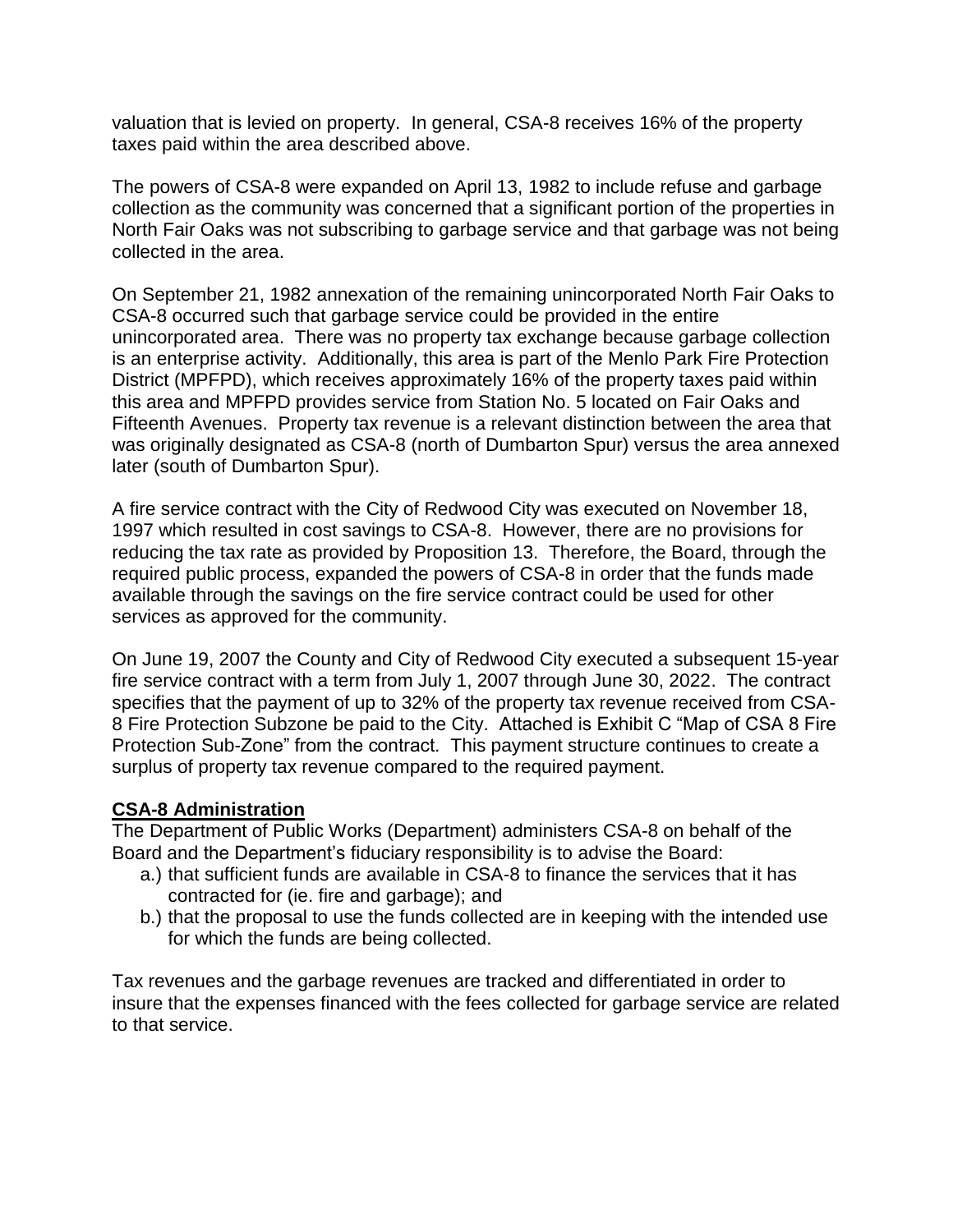valuation that is levied on property. In general, CSA-8 receives 16% of the property taxes paid within the area described above.

The powers of CSA-8 were expanded on April 13, 1982 to include refuse and garbage collection as the community was concerned that a significant portion of the properties in North Fair Oaks was not subscribing to garbage service and that garbage was not being collected in the area.

On September 21, 1982 annexation of the remaining unincorporated North Fair Oaks to CSA-8 occurred such that garbage service could be provided in the entire unincorporated area. There was no property tax exchange because garbage collection is an enterprise activity. Additionally, this area is part of the Menlo Park Fire Protection District (MPFPD), which receives approximately 16% of the property taxes paid within this area and MPFPD provides service from Station No. 5 located on Fair Oaks and Fifteenth Avenues. Property tax revenue is a relevant distinction between the area that was originally designated as CSA-8 (north of Dumbarton Spur) versus the area annexed later (south of Dumbarton Spur).

A fire service contract with the City of Redwood City was executed on November 18, 1997 which resulted in cost savings to CSA-8. However, there are no provisions for reducing the tax rate as provided by Proposition 13. Therefore, the Board, through the required public process, expanded the powers of CSA-8 in order that the funds made available through the savings on the fire service contract could be used for other services as approved for the community.

On June 19, 2007 the County and City of Redwood City executed a subsequent 15-year fire service contract with a term from July 1, 2007 through June 30, 2022. The contract specifies that the payment of up to 32% of the property tax revenue received from CSA-8 Fire Protection Subzone be paid to the City. Attached is Exhibit C "Map of CSA 8 Fire Protection Sub-Zone" from the contract. This payment structure continues to create a surplus of property tax revenue compared to the required payment.

**CSA-8 Administration**

The Department of Public Works (Department) administers CSA-8 on behalf of the Board and the Department's fiduciary responsibility is to advise the Board:

a.) that sufficient funds are available in CSA-8 to finance the services that it has contracted for (ie. fire and garbage); and

b.) that the proposal to use the funds collected are in keeping with the intended use for which the funds are being collected.

Tax revenues and the garbage revenues are tracked and differentiated in order to insure that the expenses financed with the fees collected for garbage service are related to that service.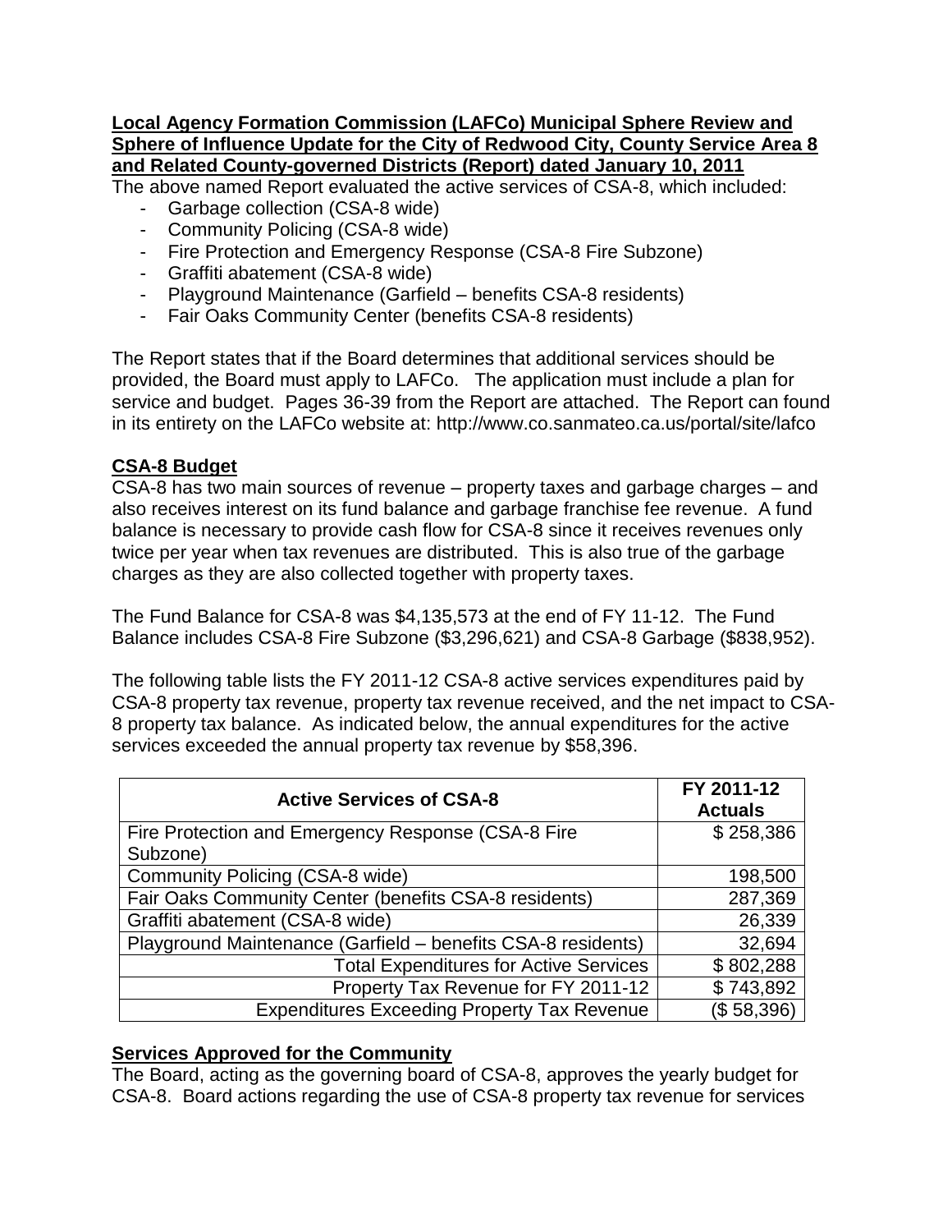**Local Agency Formation Commission (LAFCo) Municipal Sphere Review and Sphere of Influence Update for the City of Redwood City, County Service Area 8 and Related County-governed Districts (Report) dated January 10, 2011**

The above named Report evaluated the active services of CSA-8, which included:

- Garbage collection (CSA-8 wide)
- Community Policing (CSA-8 wide)
- Fire Protection and Emergency Response (CSA-8 Fire Subzone)
- Graffiti abatement (CSA-8 wide)
- Playground Maintenance (Garfield – benefits CSA-8 residents)
- Fair Oaks Community Center (benefits CSA-8 residents)

The Report states that if the Board determines that additional services should be provided, the Board must apply to LAFCo. The application must include a plan for service and budget. Pages 36-39 from the Report are attached. The Report can found in its entirety on the LAFCo website at: http://www.co.sanmateo.ca.us/portal/site/lafco

**CSA-8 Budget**

CSA-8 has two main sources of revenue – property taxes and garbage charges – and also receives interest on its fund balance and garbage franchise fee revenue. A fund balance is necessary to provide cash flow for CSA-8 since it receives revenues only twice per year when tax revenues are distributed. This is also true of the garbage charges as they are also collected together with property taxes.

The Fund Balance for CSA-8 was $4,135,573 at the end of FY 11-12. The Fund Balance includes CSA-8 Fire Subzone ($3,296,621) and CSA-8 Garbage ($838,952).

The following table lists the FY 2011-12 CSA-8 active services expenditures paid by CSA-8 property tax revenue, property tax revenue received, and the net impact to CSA-8 property tax balance. As indicated below, the annual expenditures for the active services exceeded the annual property tax revenue by $58,396.

| Active Services of CSA-8 | FY 2011-12 Actuals |
|---|---|
| Fire Protection and Emergency Response (CSA-8 Fire Subzone) | $ 258,386 |
| Community Policing (CSA-8 wide) | 198,500 |
| Fair Oaks Community Center (benefits CSA-8 residents) | 287,369 |
| Graffiti abatement (CSA-8 wide) | 26,339 |
| Playground Maintenance (Garfield – benefits CSA-8 residents) | 32,694 |
| Total Expenditures for Active Services | $ 802,288 |
| Property Tax Revenue for FY 2011-12 | $ 743,892 |
| Expenditures Exceeding Property Tax Revenue | ($ 58,396) |

**Services Approved for the Community**

The Board, acting as the governing board of CSA-8, approves the yearly budget for CSA-8. Board actions regarding the use of CSA-8 property tax revenue for services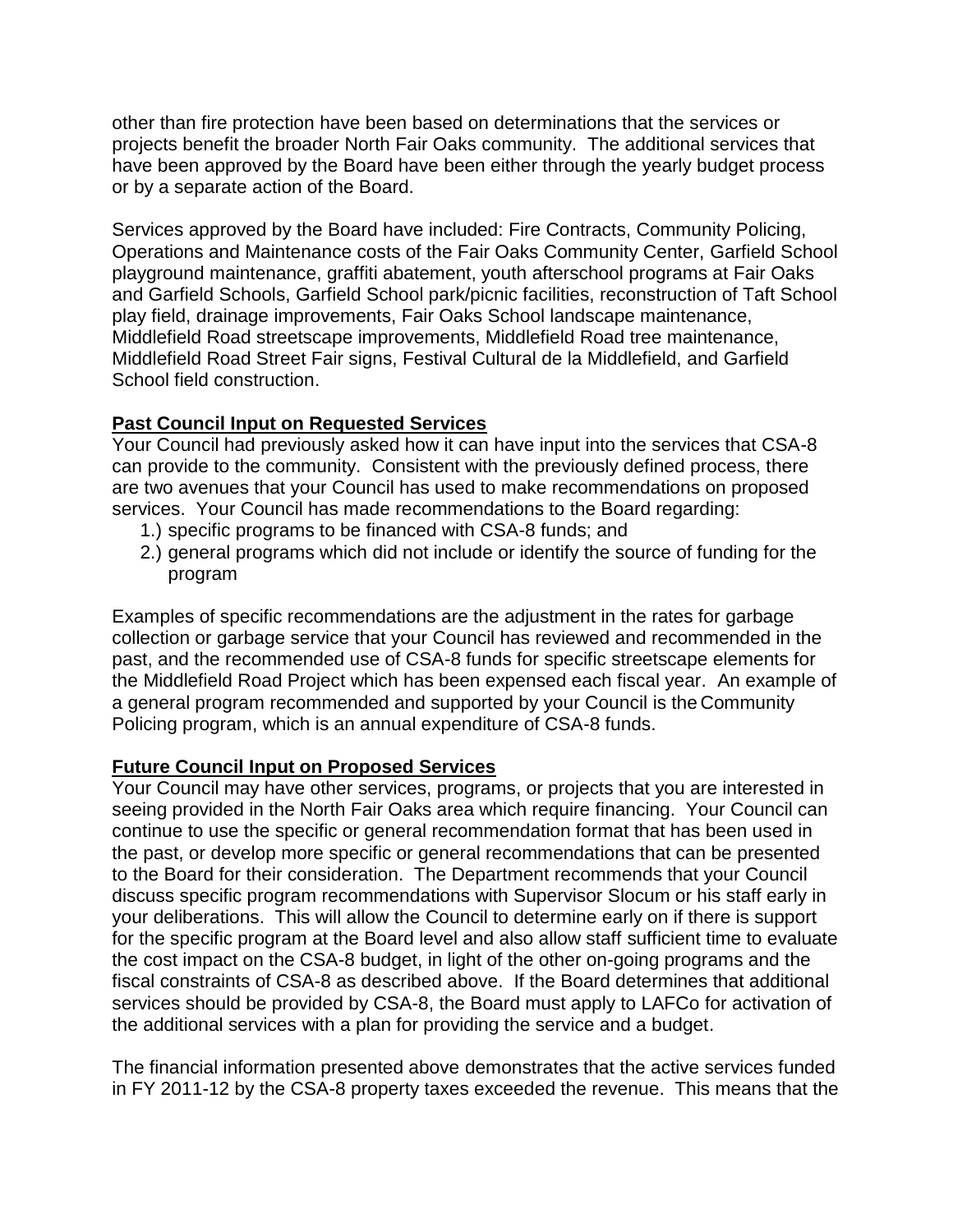other than fire protection have been based on determinations that the services or projects benefit the broader North Fair Oaks community. The additional services that have been approved by the Board have been either through the yearly budget process or by a separate action of the Board.

Services approved by the Board have included: Fire Contracts, Community Policing, Operations and Maintenance costs of the Fair Oaks Community Center, Garfield School playground maintenance, graffiti abatement, youth afterschool programs at Fair Oaks and Garfield Schools, Garfield School park/picnic facilities, reconstruction of Taft School play field, drainage improvements, Fair Oaks School landscape maintenance, Middlefield Road streetscape improvements, Middlefield Road tree maintenance, Middlefield Road Street Fair signs, Festival Cultural de la Middlefield, and Garfield School field construction.

**Past Council Input on Requested Services**

Your Council had previously asked how it can have input into the services that CSA-8 can provide to the community. Consistent with the previously defined process, there are two avenues that your Council has used to make recommendations on proposed services. Your Council has made recommendations to the Board regarding:

1.) specific programs to be financed with CSA-8 funds; and
2.) general programs which did not include or identify the source of funding for the program

Examples of specific recommendations are the adjustment in the rates for garbage collection or garbage service that your Council has reviewed and recommended in the past, and the recommended use of CSA-8 funds for specific streetscape elements for the Middlefield Road Project which has been expensed each fiscal year. An example of a general program recommended and supported by your Council is the Community Policing program, which is an annual expenditure of CSA-8 funds.

**Future Council Input on Proposed Services**

Your Council may have other services, programs, or projects that you are interested in seeing provided in the North Fair Oaks area which require financing. Your Council can continue to use the specific or general recommendation format that has been used in the past, or develop more specific or general recommendations that can be presented to the Board for their consideration. The Department recommends that your Council discuss specific program recommendations with Supervisor Slocum or his staff early in your deliberations. This will allow the Council to determine early on if there is support for the specific program at the Board level and also allow staff sufficient time to evaluate the cost impact on the CSA-8 budget, in light of the other on-going programs and the fiscal constraints of CSA-8 as described above. If the Board determines that additional services should be provided by CSA-8, the Board must apply to LAFCo for activation of the additional services with a plan for providing the service and a budget.

The financial information presented above demonstrates that the active services funded in FY 2011-12 by the CSA-8 property taxes exceeded the revenue. This means that the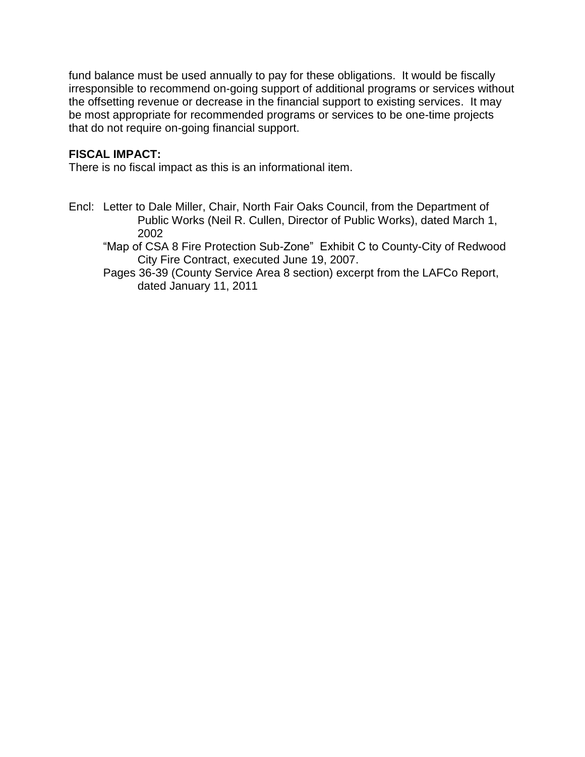fund balance must be used annually to pay for these obligations. It would be fiscally irresponsible to recommend on-going support of additional programs or services without the offsetting revenue or decrease in the financial support to existing services. It may be most appropriate for recommended programs or services to be one-time projects that do not require on-going financial support.

**FISCAL IMPACT:**

There is no fiscal impact as this is an informational item.

Encl: Letter to Dale Miller, Chair, North Fair Oaks Council, from the Department of Public Works (Neil R. Cullen, Director of Public Works), dated March 1, 2002

"Map of CSA 8 Fire Protection Sub-Zone" Exhibit C to County-City of Redwood City Fire Contract, executed June 19, 2007.

Pages 36-39 (County Service Area 8 section) excerpt from the LAFCo Report, dated January 11, 2011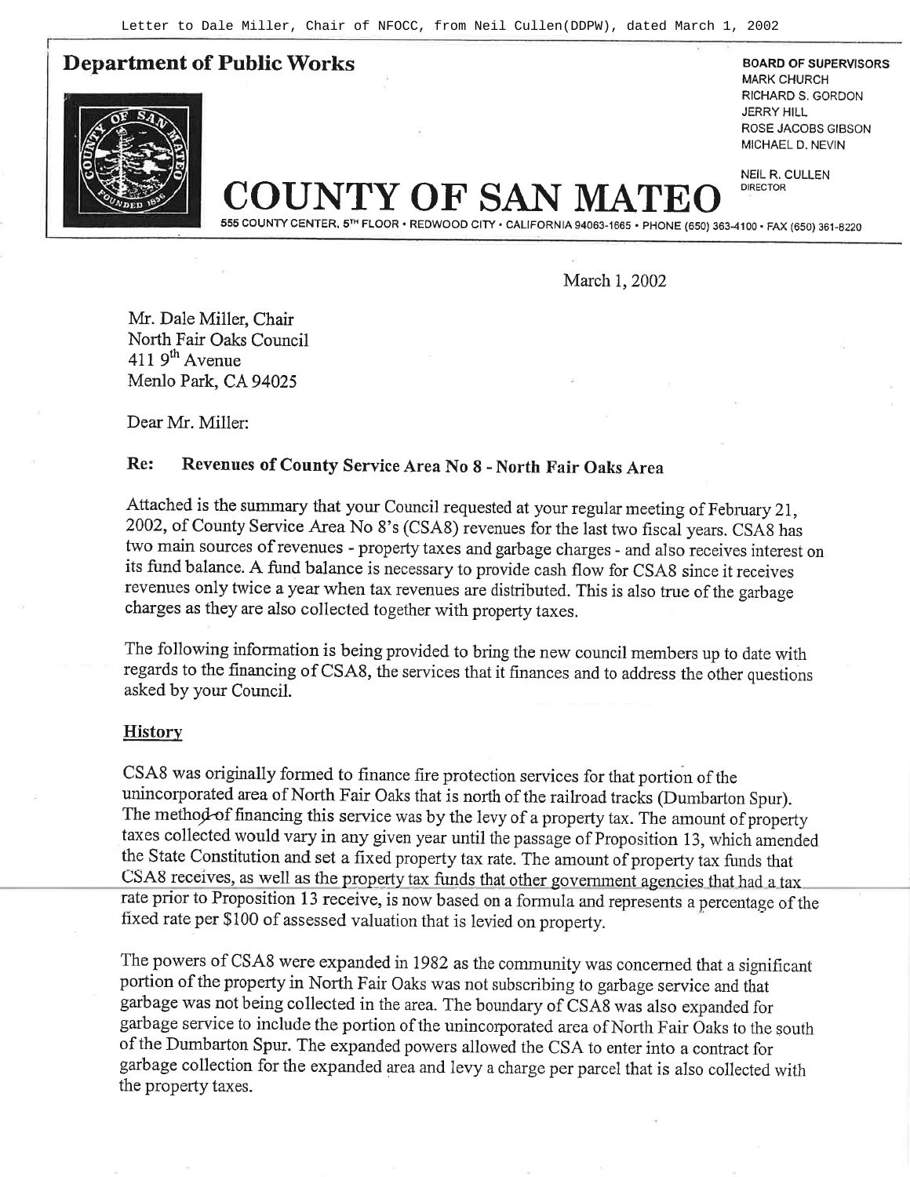Letter to Dale Miller, Chair of NFOCC, from Neil Cullen(DDPW), dated March 1, 2002

**Department of Public Works**

# COUNTY OF SAN MATEO

555 COUNTY CENTER, 5TH FLOOR • REDWOOD CITY • CALIFORNIA 94063-1665 • PHONE (650) 363-4100 • FAX (650) 361-8220

BOARD OF SUPERVISORS
MARK CHURCH
RICHARD S. GORDON
JERRY HILL
ROSE JACOBS GIBSON
MICHAEL D. NEVIN

NEIL R. CULLEN
DIRECTOR

March 1, 2002

Mr. Dale Miller, Chair
North Fair Oaks Council
411 9th Avenue
Menlo Park, CA 94025

Dear Mr. Miller:

**Re: Revenues of County Service Area No 8 - North Fair Oaks Area**

Attached is the summary that your Council requested at your regular meeting of February 21, 2002, of County Service Area No 8's (CSA8) revenues for the last two fiscal years. CSA8 has two main sources of revenues - property taxes and garbage charges - and also receives interest on its fund balance. A fund balance is necessary to provide cash flow for CSA8 since it receives revenues only twice a year when tax revenues are distributed. This is also true of the garbage charges as they are also collected together with property taxes.

The following information is being provided to bring the new council members up to date with regards to the financing of CSA8, the services that it finances and to address the other questions asked by your Council.

## History

CSA8 was originally formed to finance fire protection services for that portion of the unincorporated area of North Fair Oaks that is north of the railroad tracks (Dumbarton Spur). The method of financing this service was by the levy of a property tax. The amount of property taxes collected would vary in any given year until the passage of Proposition 13, which amended the State Constitution and set a fixed property tax rate. The amount of property tax funds that CSA8 receives, as well as the property tax funds that other government agencies that had a tax rate prior to Proposition 13 receive, is now based on a formula and represents a percentage of the fixed rate per $100 of assessed valuation that is levied on property.

The powers of CSA8 were expanded in 1982 as the community was concerned that a significant portion of the property in North Fair Oaks was not subscribing to garbage service and that garbage was not being collected in the area. The boundary of CSA8 was also expanded for garbage service to include the portion of the unincorporated area of North Fair Oaks to the south of the Dumbarton Spur. The expanded powers allowed the CSA to enter into a contract for garbage collection for the expanded area and levy a charge per parcel that is also collected with the property taxes.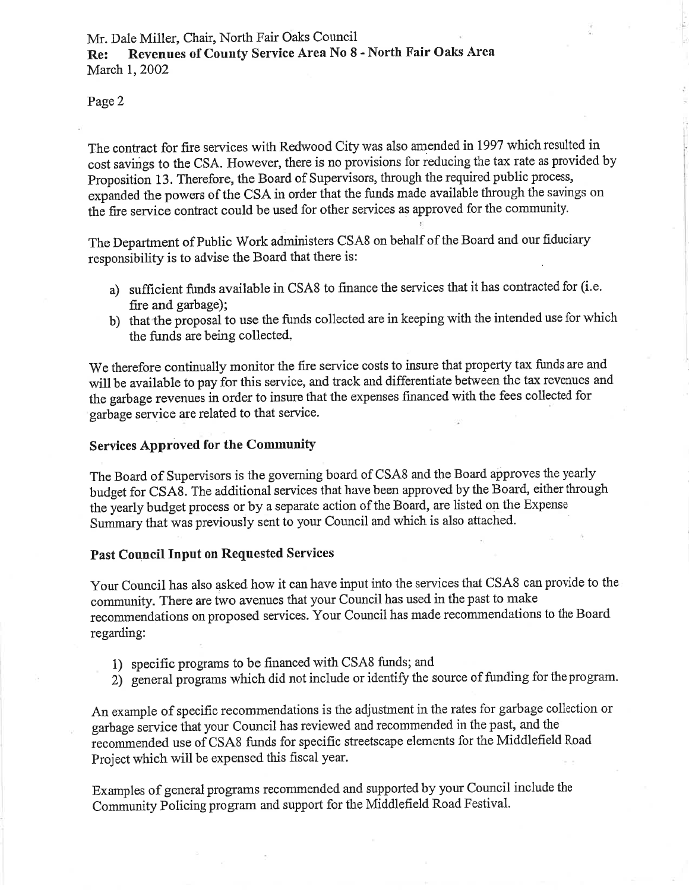The contract for fire services with Redwood City was also amended in 1997 which resulted in cost savings to the CSA. However, there is no provisions for reducing the tax rate as provided by Proposition 13. Therefore, the Board of Supervisors, through the required public process, expanded the powers of the CSA in order that the funds made available through the savings on the fire service contract could be used for other services as approved for the community.

The Department of Public Work administers CSA8 on behalf of the Board and our fiduciary responsibility is to advise the Board that there is:

a) sufficient funds available in CSA8 to finance the services that it has contracted for (i.e. fire and garbage);
b) that the proposal to use the funds collected are in keeping with the intended use for which the funds are being collected.

We therefore continually monitor the fire service costs to insure that property tax funds are and will be available to pay for this service, and track and differentiate between the tax revenues and the garbage revenues in order to insure that the expenses financed with the fees collected for garbage service are related to that service.

**Services Approved for the Community**

The Board of Supervisors is the governing board of CSA8 and the Board approves the yearly budget for CSA8. The additional services that have been approved by the Board, either through the yearly budget process or by a separate action of the Board, are listed on the Expense Summary that was previously sent to your Council and which is also attached.

**Past Council Input on Requested Services**

Your Council has also asked how it can have input into the services that CSA8 can provide to the community. There are two avenues that your Council has used in the past to make recommendations on proposed services. Your Council has made recommendations to the Board regarding:

1) specific programs to be financed with CSA8 funds; and
2) general programs which did not include or identify the source of funding for the program.

An example of specific recommendations is the adjustment in the rates for garbage collection or garbage service that your Council has reviewed and recommended in the past, and the recommended use of CSA8 funds for specific streetscape elements for the Middlefield Road Project which will be expensed this fiscal year.

Examples of general programs recommended and supported by your Council include the Community Policing program and support for the Middlefield Road Festival.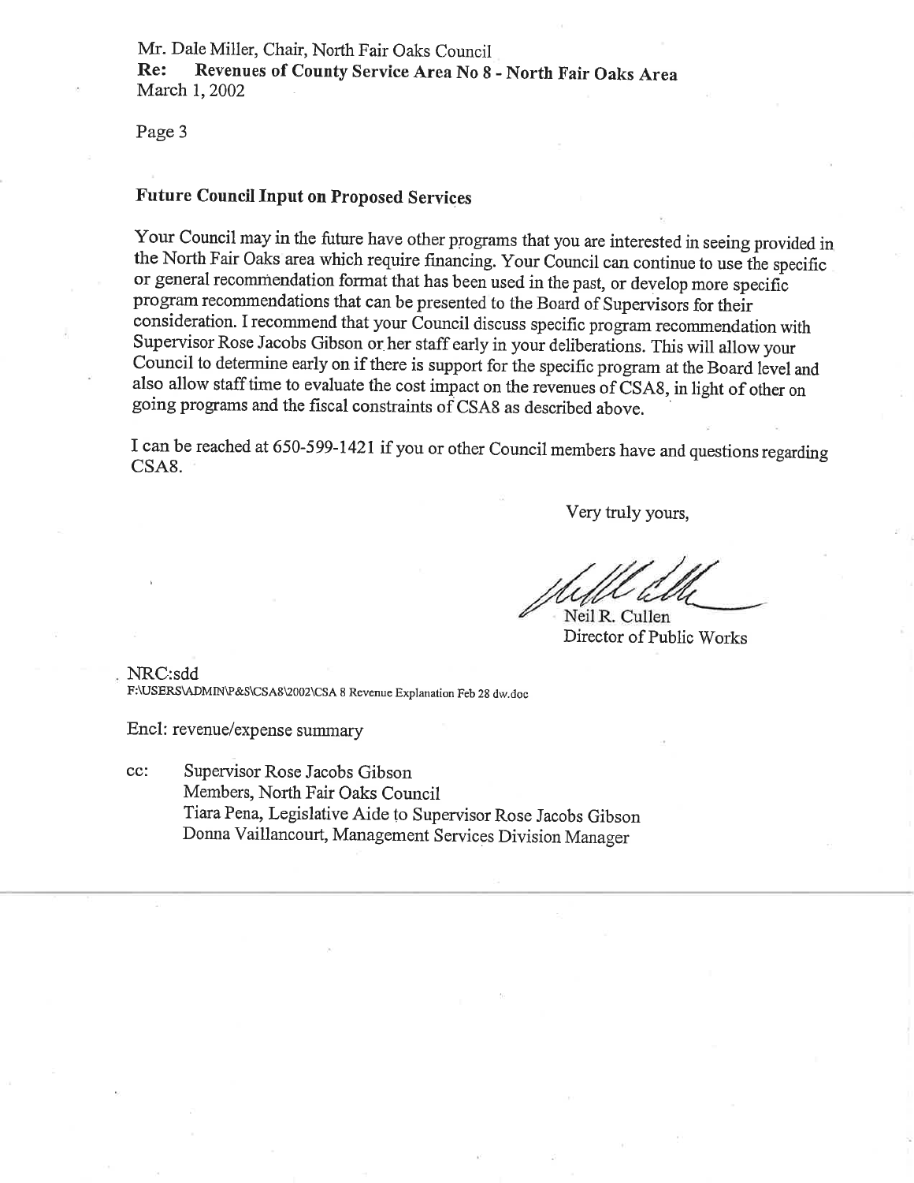Mr. Dale Miller, Chair, North Fair Oaks Council
**Re: Revenues of County Service Area No 8 - North Fair Oaks Area**
March 1, 2002

Page 3

**Future Council Input on Proposed Services**

Your Council may in the future have other programs that you are interested in seeing provided in the North Fair Oaks area which require financing. Your Council can continue to use the specific or general recommendation format that has been used in the past, or develop more specific program recommendations that can be presented to the Board of Supervisors for their consideration. I recommend that your Council discuss specific program recommendation with Supervisor Rose Jacobs Gibson or her staff early in your deliberations. This will allow your Council to determine early on if there is support for the specific program at the Board level and also allow staff time to evaluate the cost impact on the revenues of CSA8, in light of other on going programs and the fiscal constraints of CSA8 as described above.

I can be reached at 650-599-1421 if you or other Council members have and questions regarding CSA8.

Very truly yours,

Neil R. Cullen
Director of Public Works

NRC:sdd
F:\USERS\ADMIN\P&S\CSA8\2002\CSA 8 Revenue Explanation Feb 28 dw.doc

Encl: revenue/expense summary

cc: Supervisor Rose Jacobs Gibson
Members, North Fair Oaks Council
Tiara Pena, Legislative Aide to Supervisor Rose Jacobs Gibson
Donna Vaillancourt, Management Services Division Manager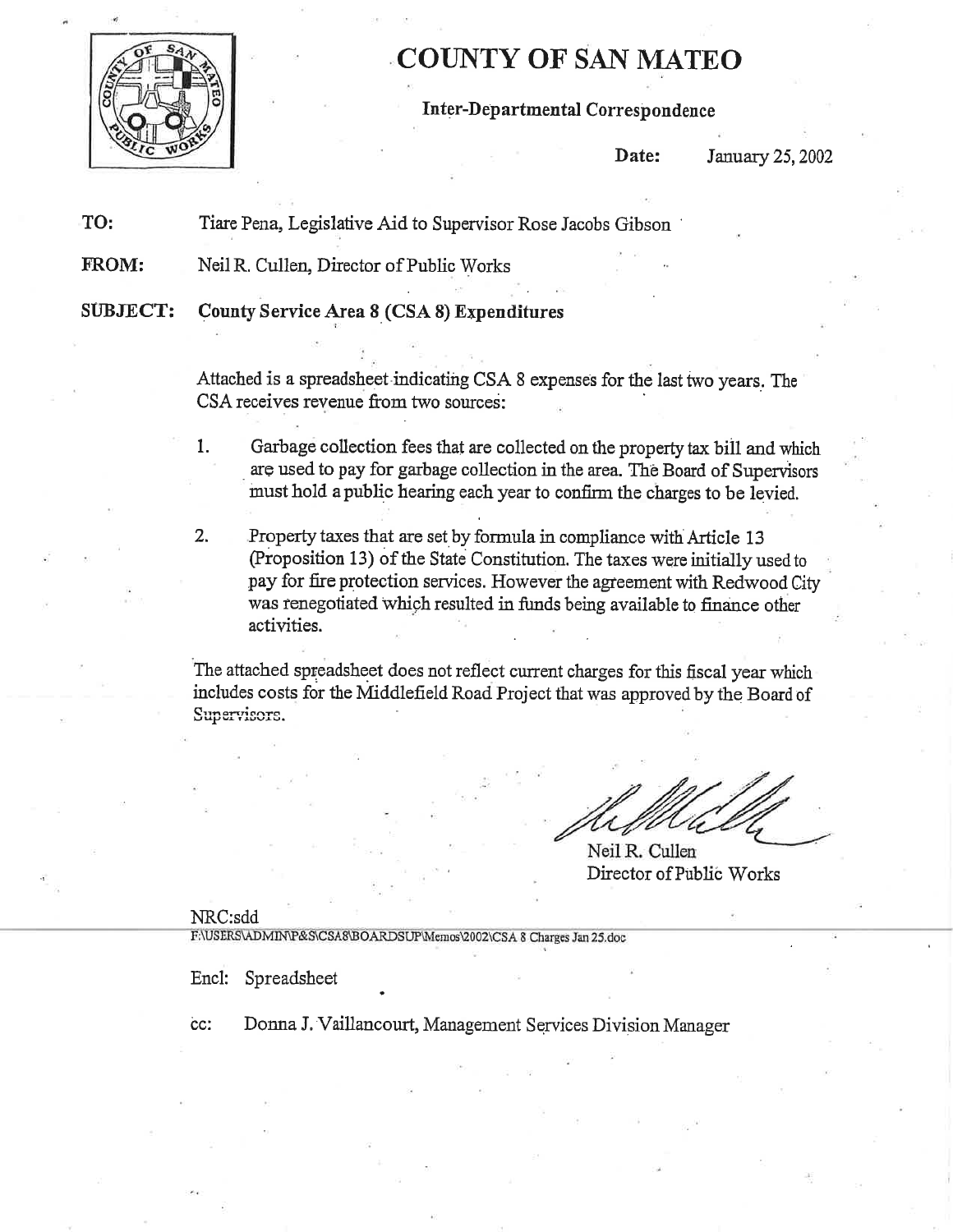# COUNTY OF SAN MATEO

**Inter-Departmental Correspondence**

**Date:** January 25, 2002

**TO:** Tiare Pena, Legislative Aid to Supervisor Rose Jacobs Gibson

**FROM:** Neil R. Cullen, Director of Public Works

**SUBJECT:** **County Service Area 8 (CSA 8) Expenditures**

Attached is a spreadsheet indicating CSA 8 expenses for the last two years. The CSA receives revenue from two sources:

1. Garbage collection fees that are collected on the property tax bill and which are used to pay for garbage collection in the area. The Board of Supervisors must hold a public hearing each year to confirm the charges to be levied.

2. Property taxes that are set by formula in compliance with Article 13 (Proposition 13) of the State Constitution. The taxes were initially used to pay for fire protection services. However the agreement with Redwood City was renegotiated which resulted in funds being available to finance other activities.

The attached spreadsheet does not reflect current charges for this fiscal year which includes costs for the Middlefield Road Project that was approved by the Board of Supervisors.

Neil R. Cullen
Director of Public Works

NRC:sdd
F:\USERS\ADMIN\P&S\CSA8\BOARDSUP\Memos\2002\CSA 8 Charges Jan 25.doc

Encl: Spreadsheet

cc: Donna J. Vaillancourt, Management Services Division Manager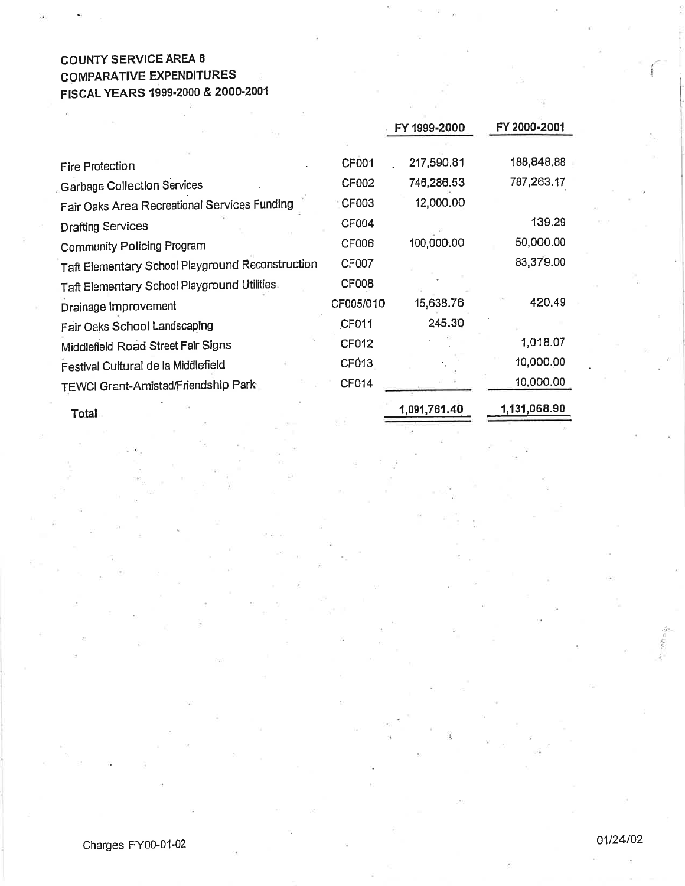**COUNTY SERVICE AREA 8**
**COMPARATIVE EXPENDITURES**
**FISCAL YEARS 1999-2000 & 2000-2001**

| | | FY 1999-2000 | FY 2000-2001 |
|---|---|---|---|
| Fire Protection | CF001 | 217,590.81 | 188,848.88 |
| Garbage Collection Services | CF002 | 746,286.53 | 767,263.17 |
| Fair Oaks Area Recreational Services Funding | CF003 | 12,000.00 | |
| Drafting Services | CF004 | | 139.29 |
| Community Policing Program | CF006 | 100,000.00 | 50,000.00 |
| Taft Elementary School Playground Reconstruction | CF007 | | 83,379.00 |
| Taft Elementary School Playground Utilities | CF008 | | |
| Drainage Improvement | CF005/010 | 15,638.76 | 420.49 |
| Fair Oaks School Landscaping | CF011 | 245.30 | |
| Middlefield Road Street Fair Signs | CF012 | | 1,018.07 |
| Festival Cultural de la Middlefield | CF013 | | 10,000.00 |
| TEWCI Grant-Amistad/Friendship Park | CF014 | | 10,000.00 |
| **Total** | | **1,091,761.40** | **1,131,068.90** |

Charges FY00-01-02

01/24/02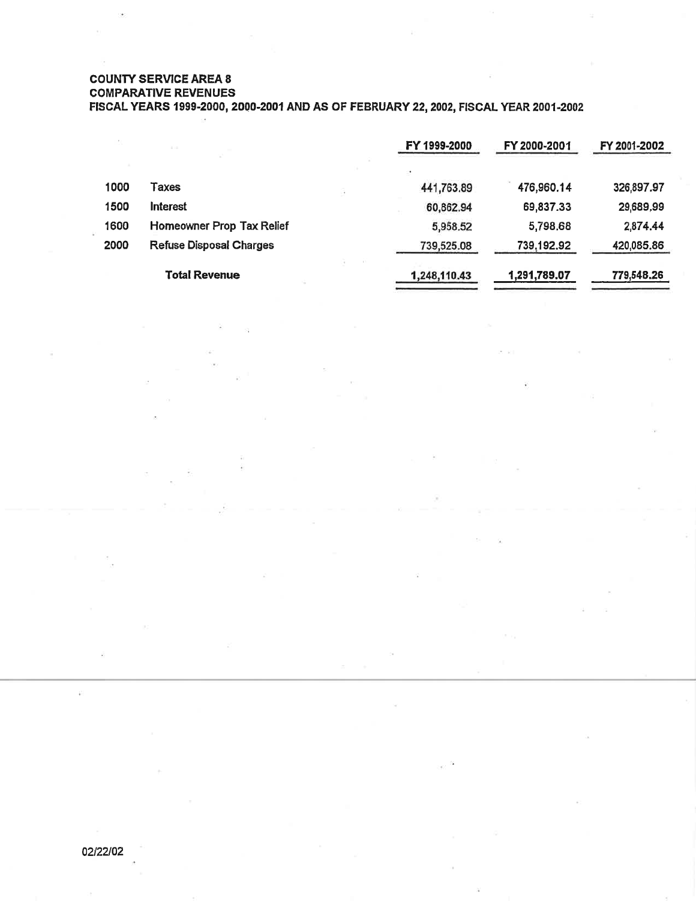**COUNTY SERVICE AREA 8**
**COMPARATIVE REVENUES**
**FISCAL YEARS 1999-2000, 2000-2001 AND AS OF FEBRUARY 22, 2002, FISCAL YEAR 2001-2002**

| | | FY 1999-2000 | FY 2000-2001 | FY 2001-2002 |
|---|---|---|---|---|
| 1000 | Taxes | 441,763.89 | 476,960.14 | 326,897.97 |
| 1500 | Interest | 60,862.94 | 69,837.33 | 29,689.99 |
| 1600 | Homeowner Prop Tax Relief | 5,958.52 | 5,798.68 | 2,874.44 |
| 2000 | Refuse Disposal Charges | 739,525.08 | 739,192.92 | 420,085.86 |
| | **Total Revenue** | **1,248,110.43** | **1,291,789.07** | **779,548.26** |

02/22/02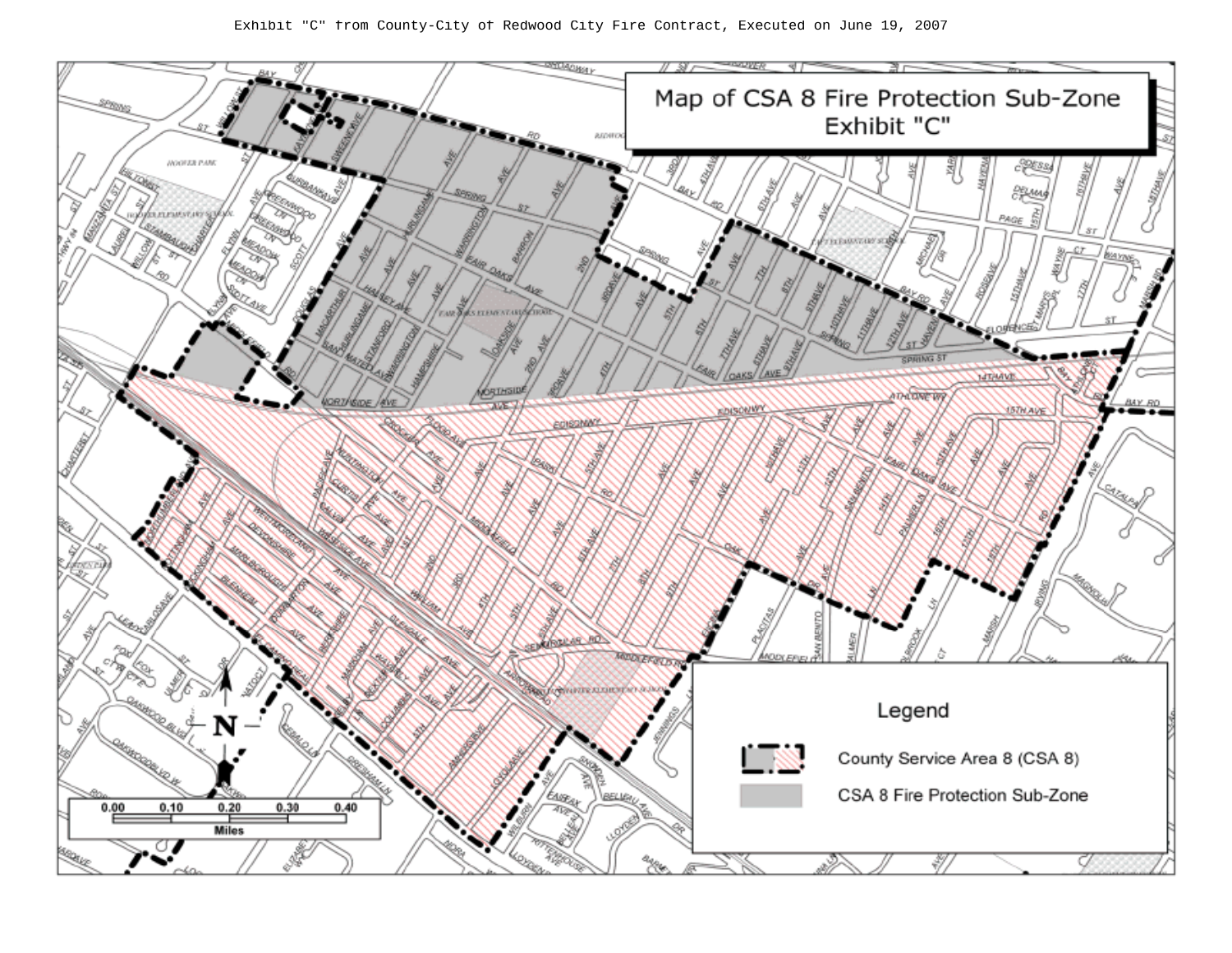Exhibit "C" from County-City of Redwood City Fire Contract, Executed on June 19, 2007

# Map of CSA 8 Fire Protection Sub-Zone
## Exhibit "C"

**Legend**

- County Service Area 8 (CSA 8)
- CSA 8 Fire Protection Sub-Zone

0.00 0.10 0.20 0.30 0.40
Miles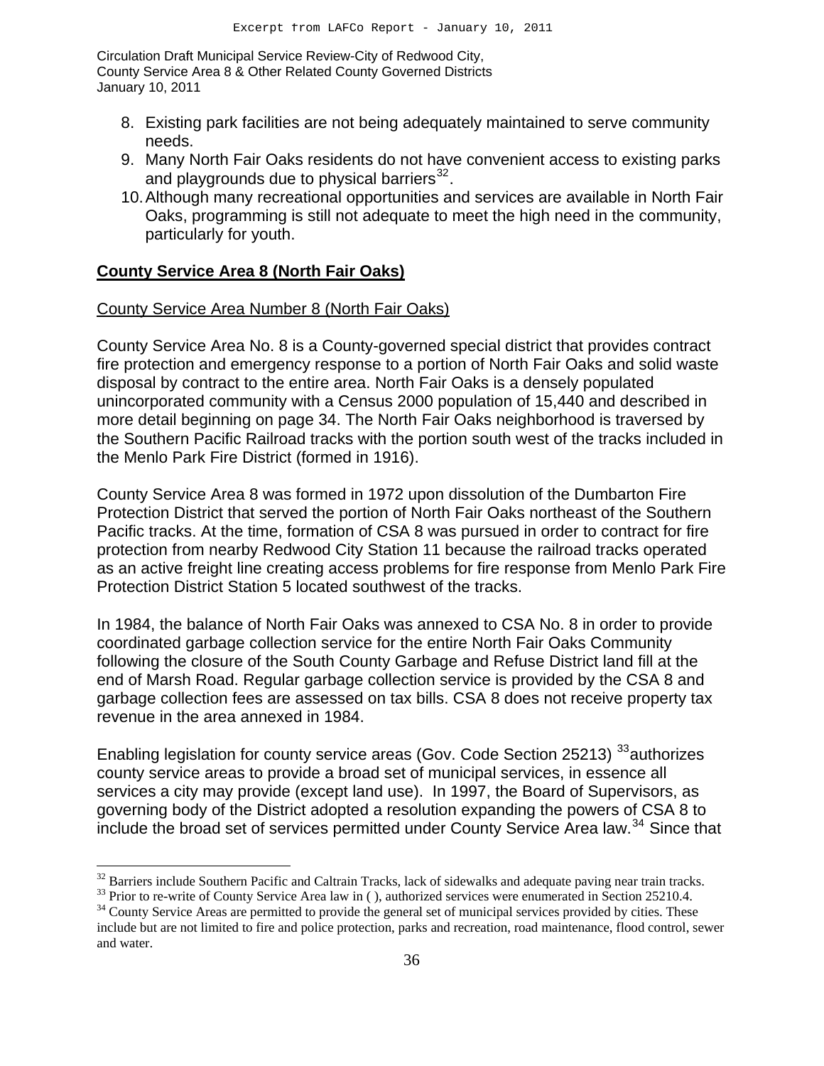8. Existing park facilities are not being adequately maintained to serve community needs.
9. Many North Fair Oaks residents do not have convenient access to existing parks and playgrounds due to physical barriers[32].
10. Although many recreational opportunities and services are available in North Fair Oaks, programming is still not adequate to meet the high need in the community, particularly for youth.

## County Service Area 8 (North Fair Oaks)

### County Service Area Number 8 (North Fair Oaks)

County Service Area No. 8 is a County-governed special district that provides contract fire protection and emergency response to a portion of North Fair Oaks and solid waste disposal by contract to the entire area. North Fair Oaks is a densely populated unincorporated community with a Census 2000 population of 15,440 and described in more detail beginning on page 34. The North Fair Oaks neighborhood is traversed by the Southern Pacific Railroad tracks with the portion south west of the tracks included in the Menlo Park Fire District (formed in 1916).

County Service Area 8 was formed in 1972 upon dissolution of the Dumbarton Fire Protection District that served the portion of North Fair Oaks northeast of the Southern Pacific tracks. At the time, formation of CSA 8 was pursued in order to contract for fire protection from nearby Redwood City Station 11 because the railroad tracks operated as an active freight line creating access problems for fire response from Menlo Park Fire Protection District Station 5 located southwest of the tracks.

In 1984, the balance of North Fair Oaks was annexed to CSA No. 8 in order to provide coordinated garbage collection service for the entire North Fair Oaks Community following the closure of the South County Garbage and Refuse District land fill at the end of Marsh Road. Regular garbage collection service is provided by the CSA 8 and garbage collection fees are assessed on tax bills. CSA 8 does not receive property tax revenue in the area annexed in 1984.

Enabling legislation for county service areas (Gov. Code Section 25213) [33]authorizes county service areas to provide a broad set of municipal services, in essence all services a city may provide (except land use). In 1997, the Board of Supervisors, as governing body of the District adopted a resolution expanding the powers of CSA 8 to include the broad set of services permitted under County Service Area law.[34] Since that

---

[32] Barriers include Southern Pacific and Caltrain Tracks, lack of sidewalks and adequate paving near train tracks.

[33] Prior to re-write of County Service Area law in ( ), authorized services were enumerated in Section 25210.4.

[34] County Service Areas are permitted to provide the general set of municipal services provided by cities. These include but are not limited to fire and police protection, parks and recreation, road maintenance, flood control, sewer and water.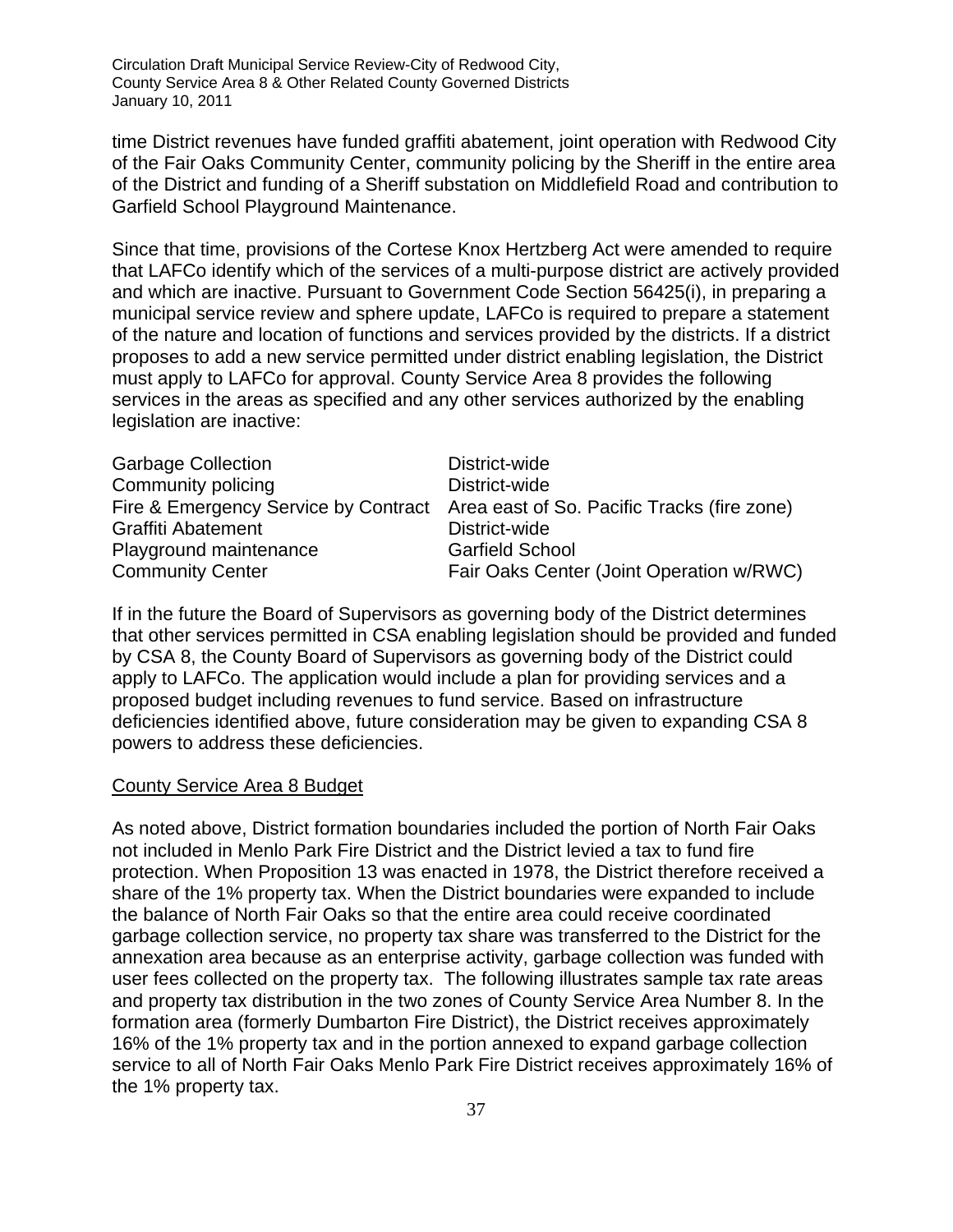time District revenues have funded graffiti abatement, joint operation with Redwood City of the Fair Oaks Community Center, community policing by the Sheriff in the entire area of the District and funding of a Sheriff substation on Middlefield Road and contribution to Garfield School Playground Maintenance.

Since that time, provisions of the Cortese Knox Hertzberg Act were amended to require that LAFCo identify which of the services of a multi-purpose district are actively provided and which are inactive. Pursuant to Government Code Section 56425(i), in preparing a municipal service review and sphere update, LAFCo is required to prepare a statement of the nature and location of functions and services provided by the districts. If a district proposes to add a new service permitted under district enabling legislation, the District must apply to LAFCo for approval. County Service Area 8 provides the following services in the areas as specified and any other services authorized by the enabling legislation are inactive:

| | |
|---|---|
| Garbage Collection | District-wide |
| Community policing | District-wide |
| Fire & Emergency Service by Contract | Area east of So. Pacific Tracks (fire zone) |
| Graffiti Abatement | District-wide |
| Playground maintenance | Garfield School |
| Community Center | Fair Oaks Center (Joint Operation w/RWC) |

If in the future the Board of Supervisors as governing body of the District determines that other services permitted in CSA enabling legislation should be provided and funded by CSA 8, the County Board of Supervisors as governing body of the District could apply to LAFCo. The application would include a plan for providing services and a proposed budget including revenues to fund service. Based on infrastructure deficiencies identified above, future consideration may be given to expanding CSA 8 powers to address these deficiencies.

## County Service Area 8 Budget

As noted above, District formation boundaries included the portion of North Fair Oaks not included in Menlo Park Fire District and the District levied a tax to fund fire protection. When Proposition 13 was enacted in 1978, the District therefore received a share of the 1% property tax. When the District boundaries were expanded to include the balance of North Fair Oaks so that the entire area could receive coordinated garbage collection service, no property tax share was transferred to the District for the annexation area because as an enterprise activity, garbage collection was funded with user fees collected on the property tax. The following illustrates sample tax rate areas and property tax distribution in the two zones of County Service Area Number 8. In the formation area (formerly Dumbarton Fire District), the District receives approximately 16% of the 1% property tax and in the portion annexed to expand garbage collection service to all of North Fair Oaks Menlo Park Fire District receives approximately 16% of the 1% property tax.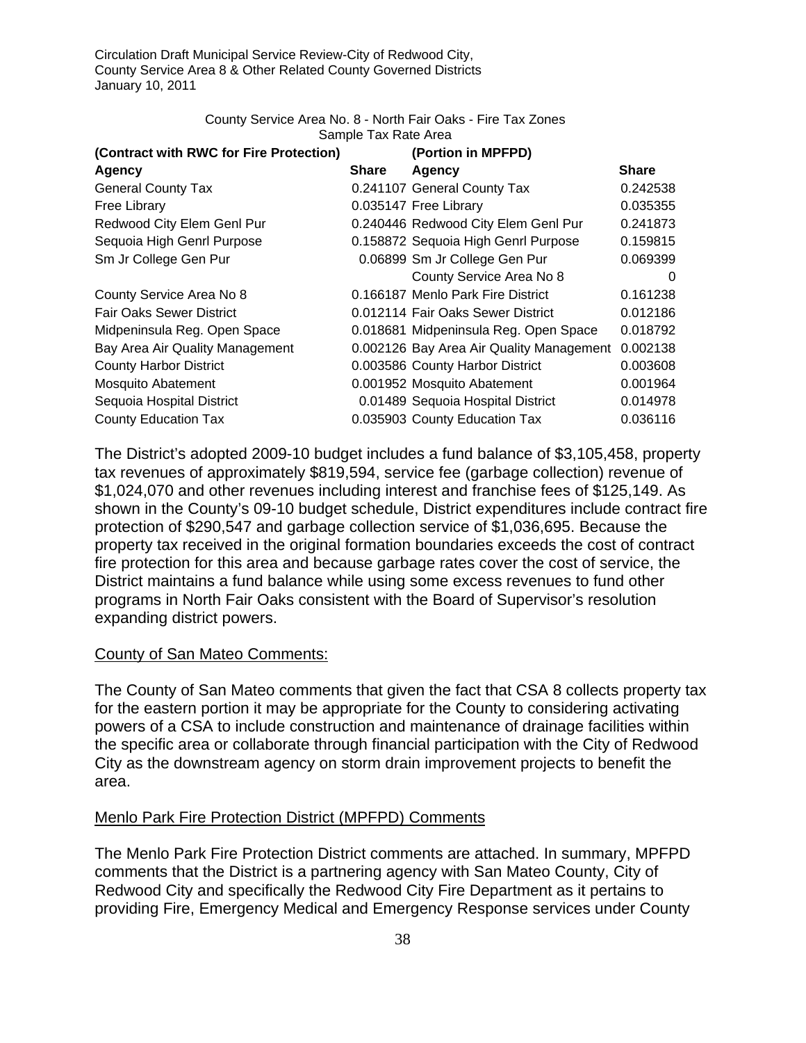County Service Area No. 8 - North Fair Oaks - Fire Tax Zones
Sample Tax Rate Area

| (Contract with RWC for Fire Protection) | | (Portion in MPFPD) | |
|---|---|---|---|
| **Agency** | **Share** | **Agency** | **Share** |
| General County Tax | 0.241107 | General County Tax | 0.242538 |
| Free Library | 0.035147 | Free Library | 0.035355 |
| Redwood City Elem Genl Pur | 0.240446 | Redwood City Elem Genl Pur | 0.241873 |
| Sequoia High Genrl Purpose | 0.158872 | Sequoia High Genrl Purpose | 0.159815 |
| Sm Jr College Gen Pur | 0.06899 | Sm Jr College Gen Pur | 0.069399 |
| | | County Service Area No 8 | 0 |
| County Service Area No 8 | 0.166187 | Menlo Park Fire District | 0.161238 |
| Fair Oaks Sewer District | 0.012114 | Fair Oaks Sewer District | 0.012186 |
| Midpeninsula Reg. Open Space | 0.018681 | Midpeninsula Reg. Open Space | 0.018792 |
| Bay Area Air Quality Management | 0.002126 | Bay Area Air Quality Management | 0.002138 |
| County Harbor District | 0.003586 | County Harbor District | 0.003608 |
| Mosquito Abatement | 0.001952 | Mosquito Abatement | 0.001964 |
| Sequoia Hospital District | 0.01489 | Sequoia Hospital District | 0.014978 |
| County Education Tax | 0.035903 | County Education Tax | 0.036116 |

The District's adopted 2009-10 budget includes a fund balance of $3,105,458, property tax revenues of approximately $819,594, service fee (garbage collection) revenue of $1,024,070 and other revenues including interest and franchise fees of $125,149. As shown in the County's 09-10 budget schedule, District expenditures include contract fire protection of $290,547 and garbage collection service of $1,036,695. Because the property tax received in the original formation boundaries exceeds the cost of contract fire protection for this area and because garbage rates cover the cost of service, the District maintains a fund balance while using some excess revenues to fund other programs in North Fair Oaks consistent with the Board of Supervisor's resolution expanding district powers.

County of San Mateo Comments:

The County of San Mateo comments that given the fact that CSA 8 collects property tax for the eastern portion it may be appropriate for the County to considering activating powers of a CSA to include construction and maintenance of drainage facilities within the specific area or collaborate through financial participation with the City of Redwood City as the downstream agency on storm drain improvement projects to benefit the area.

Menlo Park Fire Protection District (MPFPD) Comments

The Menlo Park Fire Protection District comments are attached. In summary, MPFPD comments that the District is a partnering agency with San Mateo County, City of Redwood City and specifically the Redwood City Fire Department as it pertains to providing Fire, Emergency Medical and Emergency Response services under County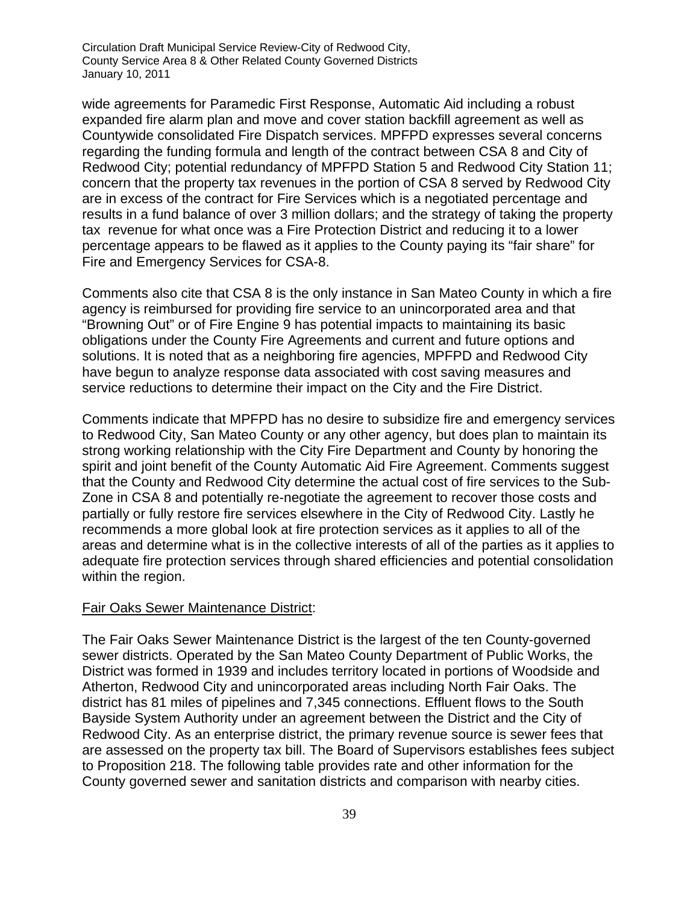wide agreements for Paramedic First Response, Automatic Aid including a robust expanded fire alarm plan and move and cover station backfill agreement as well as Countywide consolidated Fire Dispatch services. MPFPD expresses several concerns regarding the funding formula and length of the contract between CSA 8 and City of Redwood City; potential redundancy of MPFPD Station 5 and Redwood City Station 11; concern that the property tax revenues in the portion of CSA 8 served by Redwood City are in excess of the contract for Fire Services which is a negotiated percentage and results in a fund balance of over 3 million dollars; and the strategy of taking the property tax revenue for what once was a Fire Protection District and reducing it to a lower percentage appears to be flawed as it applies to the County paying its "fair share" for Fire and Emergency Services for CSA-8.

Comments also cite that CSA 8 is the only instance in San Mateo County in which a fire agency is reimbursed for providing fire service to an unincorporated area and that "Browning Out" or of Fire Engine 9 has potential impacts to maintaining its basic obligations under the County Fire Agreements and current and future options and solutions. It is noted that as a neighboring fire agencies, MPFPD and Redwood City have begun to analyze response data associated with cost saving measures and service reductions to determine their impact on the City and the Fire District.

Comments indicate that MPFPD has no desire to subsidize fire and emergency services to Redwood City, San Mateo County or any other agency, but does plan to maintain its strong working relationship with the City Fire Department and County by honoring the spirit and joint benefit of the County Automatic Aid Fire Agreement. Comments suggest that the County and Redwood City determine the actual cost of fire services to the Sub-Zone in CSA 8 and potentially re-negotiate the agreement to recover those costs and partially or fully restore fire services elsewhere in the City of Redwood City. Lastly he recommends a more global look at fire protection services as it applies to all of the areas and determine what is in the collective interests of all of the parties as it applies to adequate fire protection services through shared efficiencies and potential consolidation within the region.

Fair Oaks Sewer Maintenance District:

The Fair Oaks Sewer Maintenance District is the largest of the ten County-governed sewer districts. Operated by the San Mateo County Department of Public Works, the District was formed in 1939 and includes territory located in portions of Woodside and Atherton, Redwood City and unincorporated areas including North Fair Oaks. The district has 81 miles of pipelines and 7,345 connections. Effluent flows to the South Bayside System Authority under an agreement between the District and the City of Redwood City. As an enterprise district, the primary revenue source is sewer fees that are assessed on the property tax bill. The Board of Supervisors establishes fees subject to Proposition 218. The following table provides rate and other information for the County governed sewer and sanitation districts and comparison with nearby cities.